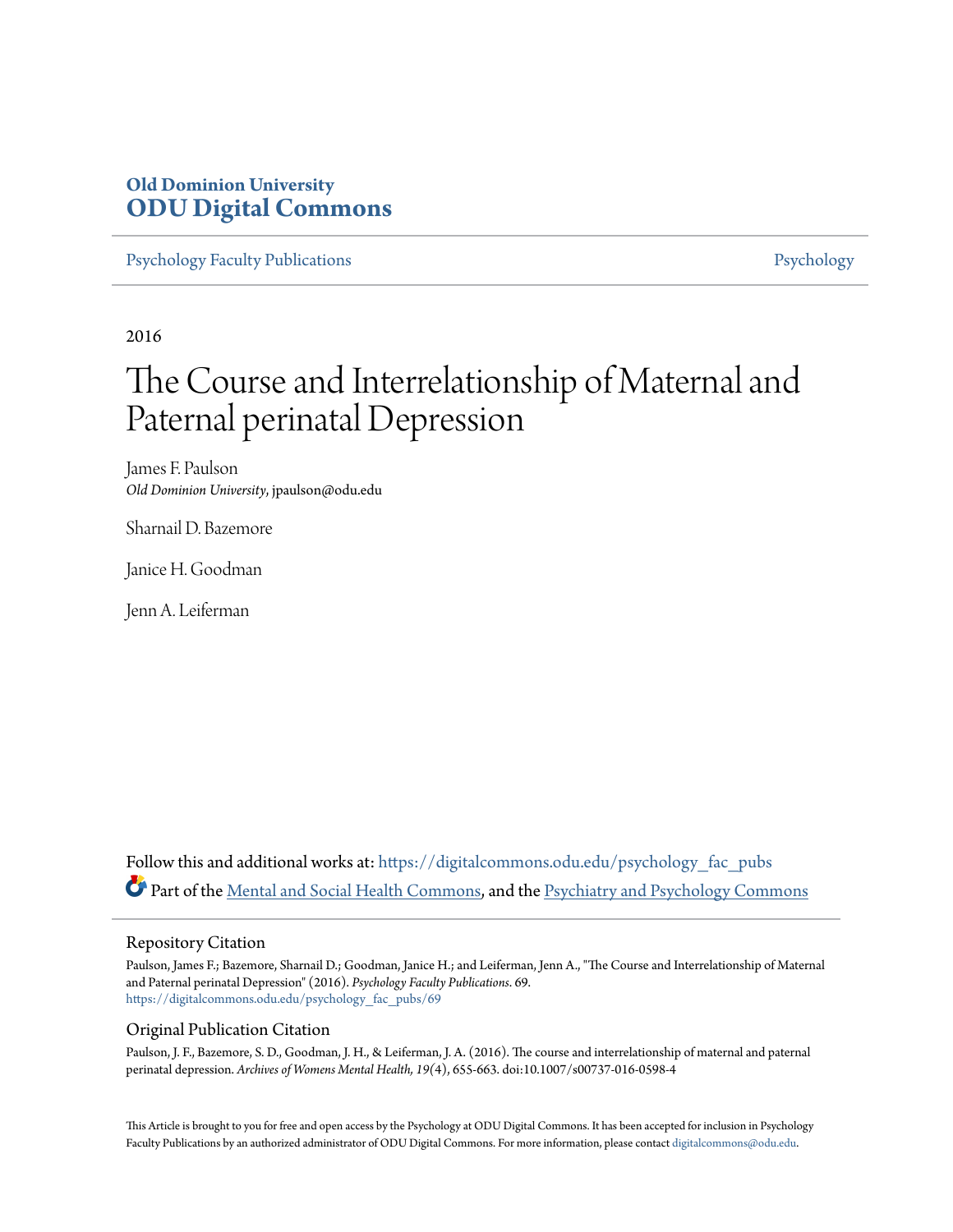**Old Dominion University**
**ODU Digital Commons**

Psychology Faculty Publications | Psychology

2016

# The Course and Interrelationship of Maternal and Paternal perinatal Depression

James F. Paulson
*Old Dominion University*, jpaulson@odu.edu

Sharnail D. Bazemore

Janice H. Goodman

Jenn A. Leiferman

Follow this and additional works at: https://digitalcommons.odu.edu/psychology_fac_pubs

Part of the Mental and Social Health Commons, and the Psychiatry and Psychology Commons

## Repository Citation

Paulson, James F.; Bazemore, Sharnail D.; Goodman, Janice H.; and Leiferman, Jenn A., "The Course and Interrelationship of Maternal and Paternal perinatal Depression" (2016). *Psychology Faculty Publications*. 69.
https://digitalcommons.odu.edu/psychology_fac_pubs/69

## Original Publication Citation

Paulson, J. F., Bazemore, S. D., Goodman, J. H., & Leiferman, J. A. (2016). The course and interrelationship of maternal and paternal perinatal depression. *Archives of Womens Mental Health, 19*(4), 655-663. doi:10.1007/s00737-016-0598-4

This Article is brought to you for free and open access by the Psychology at ODU Digital Commons. It has been accepted for inclusion in Psychology Faculty Publications by an authorized administrator of ODU Digital Commons. For more information, please contact digitalcommons@odu.edu.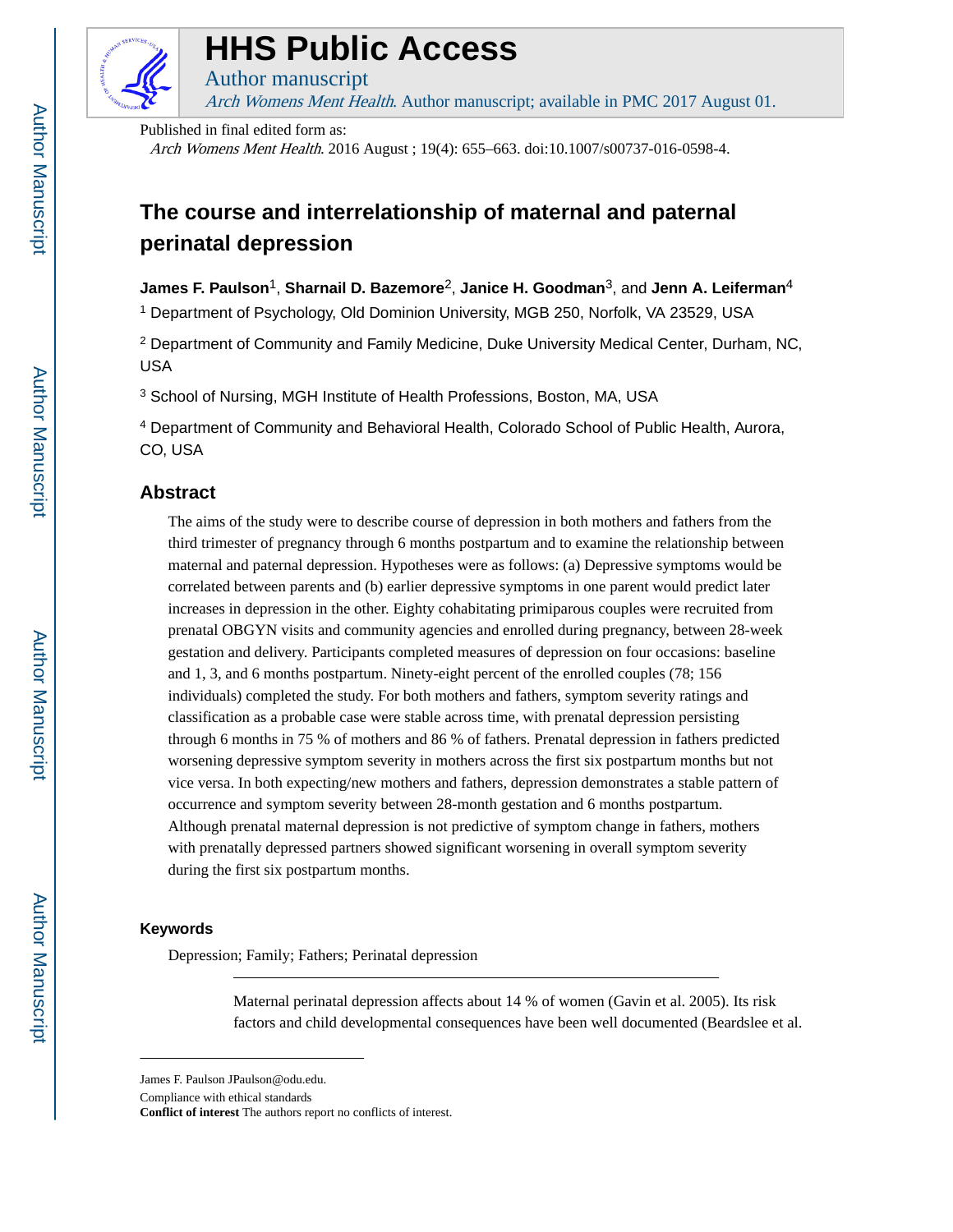Published in final edited form as:

*Arch Womens Ment Health*. 2016 August ; 19(4): 655–663. doi:10.1007/s00737-016-0598-4.

# The course and interrelationship of maternal and paternal perinatal depression

**James F. Paulson**[1], **Sharnail D. Bazemore**[2], **Janice H. Goodman**[3], and **Jenn A. Leiferman**[4]

[1] Department of Psychology, Old Dominion University, MGB 250, Norfolk, VA 23529, USA

[2] Department of Community and Family Medicine, Duke University Medical Center, Durham, NC, USA

[3] School of Nursing, MGH Institute of Health Professions, Boston, MA, USA

[4] Department of Community and Behavioral Health, Colorado School of Public Health, Aurora, CO, USA

## Abstract

The aims of the study were to describe course of depression in both mothers and fathers from the third trimester of pregnancy through 6 months postpartum and to examine the relationship between maternal and paternal depression. Hypotheses were as follows: (a) Depressive symptoms would be correlated between parents and (b) earlier depressive symptoms in one parent would predict later increases in depression in the other. Eighty cohabitating primiparous couples were recruited from prenatal OBGYN visits and community agencies and enrolled during pregnancy, between 28-week gestation and delivery. Participants completed measures of depression on four occasions: baseline and 1, 3, and 6 months postpartum. Ninety-eight percent of the enrolled couples (78; 156 individuals) completed the study. For both mothers and fathers, symptom severity ratings and classification as a probable case were stable across time, with prenatal depression persisting through 6 months in 75 % of mothers and 86 % of fathers. Prenatal depression in fathers predicted worsening depressive symptom severity in mothers across the first six postpartum months but not vice versa. In both expecting/new mothers and fathers, depression demonstrates a stable pattern of occurrence and symptom severity between 28-month gestation and 6 months postpartum. Although prenatal maternal depression is not predictive of symptom change in fathers, mothers with prenatally depressed partners showed significant worsening in overall symptom severity during the first six postpartum months.

### Keywords

Depression; Family; Fathers; Perinatal depression

---

Maternal perinatal depression affects about 14 % of women (Gavin et al. 2005). Its risk factors and child developmental consequences have been well documented (Beardslee et al.

---

James F. Paulson JPaulson@odu.edu.

Compliance with ethical standards

**Conflict of interest** The authors report no conflicts of interest.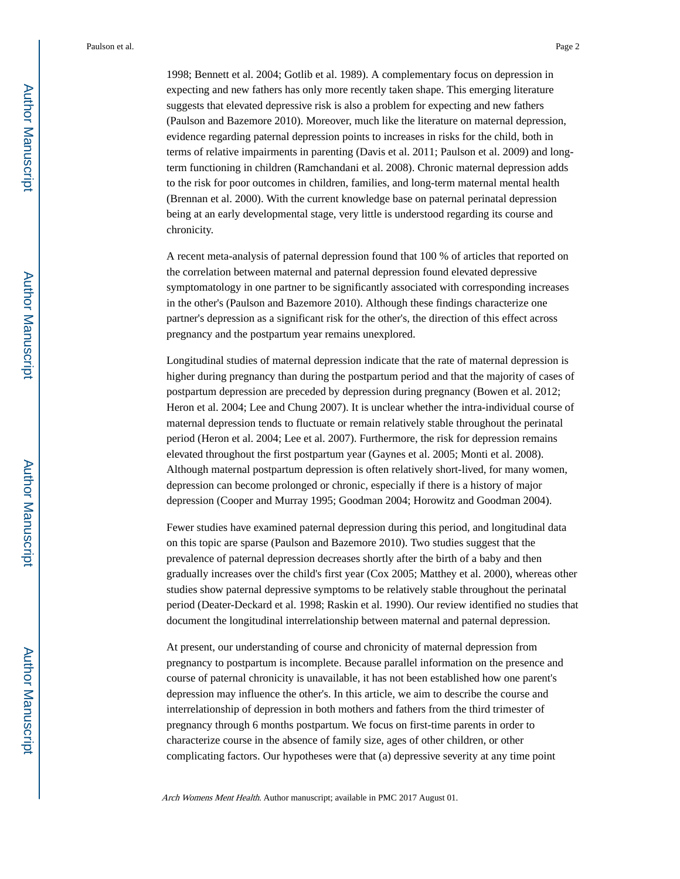1998; Bennett et al. 2004; Gotlib et al. 1989). A complementary focus on depression in expecting and new fathers has only more recently taken shape. This emerging literature suggests that elevated depressive risk is also a problem for expecting and new fathers (Paulson and Bazemore 2010). Moreover, much like the literature on maternal depression, evidence regarding paternal depression points to increases in risks for the child, both in terms of relative impairments in parenting (Davis et al. 2011; Paulson et al. 2009) and long-term functioning in children (Ramchandani et al. 2008). Chronic maternal depression adds to the risk for poor outcomes in children, families, and long-term maternal mental health (Brennan et al. 2000). With the current knowledge base on paternal perinatal depression being at an early developmental stage, very little is understood regarding its course and chronicity.

A recent meta-analysis of paternal depression found that 100 % of articles that reported on the correlation between maternal and paternal depression found elevated depressive symptomatology in one partner to be significantly associated with corresponding increases in the other's (Paulson and Bazemore 2010). Although these findings characterize one partner's depression as a significant risk for the other's, the direction of this effect across pregnancy and the postpartum year remains unexplored.

Longitudinal studies of maternal depression indicate that the rate of maternal depression is higher during pregnancy than during the postpartum period and that the majority of cases of postpartum depression are preceded by depression during pregnancy (Bowen et al. 2012; Heron et al. 2004; Lee and Chung 2007). It is unclear whether the intra-individual course of maternal depression tends to fluctuate or remain relatively stable throughout the perinatal period (Heron et al. 2004; Lee et al. 2007). Furthermore, the risk for depression remains elevated throughout the first postpartum year (Gaynes et al. 2005; Monti et al. 2008). Although maternal postpartum depression is often relatively short-lived, for many women, depression can become prolonged or chronic, especially if there is a history of major depression (Cooper and Murray 1995; Goodman 2004; Horowitz and Goodman 2004).

Fewer studies have examined paternal depression during this period, and longitudinal data on this topic are sparse (Paulson and Bazemore 2010). Two studies suggest that the prevalence of paternal depression decreases shortly after the birth of a baby and then gradually increases over the child's first year (Cox 2005; Matthey et al. 2000), whereas other studies show paternal depressive symptoms to be relatively stable throughout the perinatal period (Deater-Deckard et al. 1998; Raskin et al. 1990). Our review identified no studies that document the longitudinal interrelationship between maternal and paternal depression.

At present, our understanding of course and chronicity of maternal depression from pregnancy to postpartum is incomplete. Because parallel information on the presence and course of paternal chronicity is unavailable, it has not been established how one parent's depression may influence the other's. In this article, we aim to describe the course and interrelationship of depression in both mothers and fathers from the third trimester of pregnancy through 6 months postpartum. We focus on first-time parents in order to characterize course in the absence of family size, ages of other children, or other complicating factors. Our hypotheses were that (a) depressive severity at any time point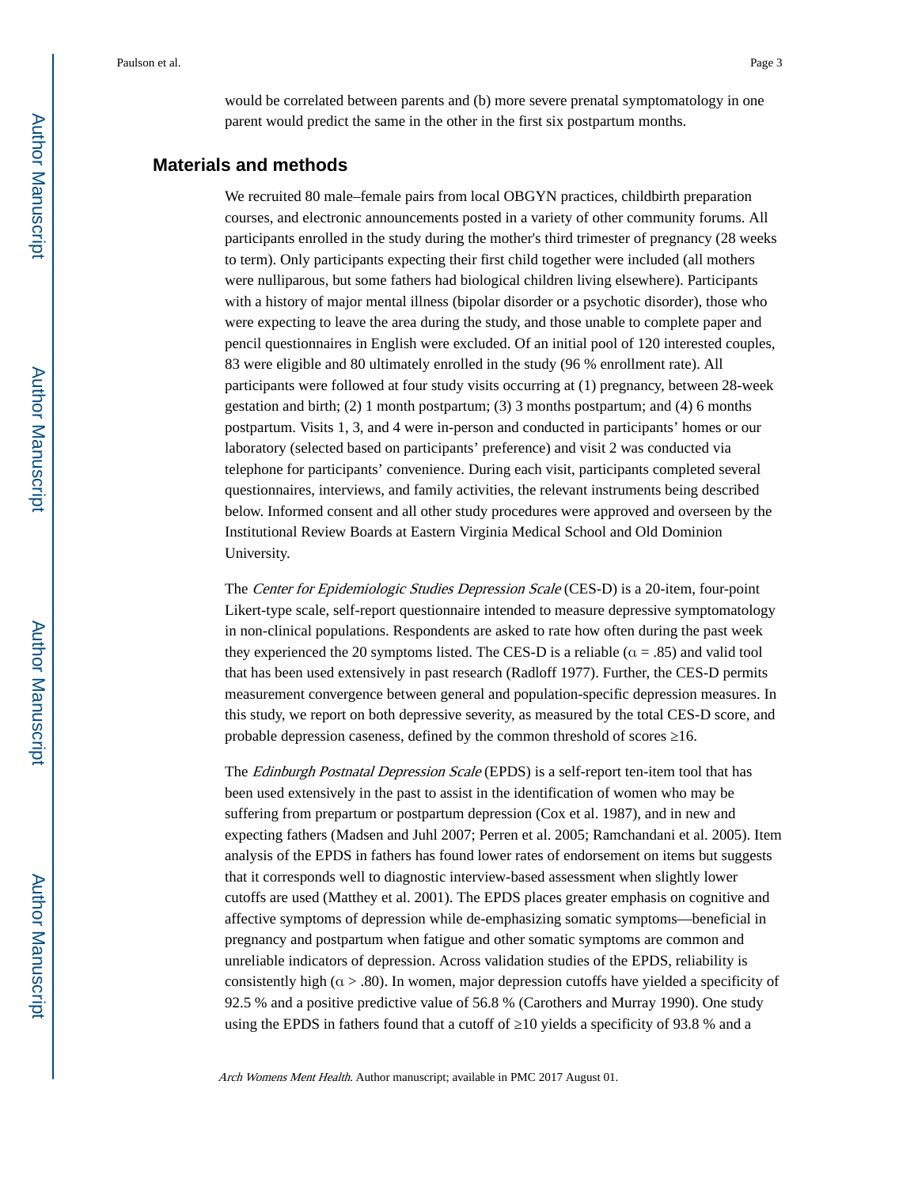would be correlated between parents and (b) more severe prenatal symptomatology in one parent would predict the same in the other in the first six postpartum months.

## Materials and methods

We recruited 80 male–female pairs from local OBGYN practices, childbirth preparation courses, and electronic announcements posted in a variety of other community forums. All participants enrolled in the study during the mother's third trimester of pregnancy (28 weeks to term). Only participants expecting their first child together were included (all mothers were nulliparous, but some fathers had biological children living elsewhere). Participants with a history of major mental illness (bipolar disorder or a psychotic disorder), those who were expecting to leave the area during the study, and those unable to complete paper and pencil questionnaires in English were excluded. Of an initial pool of 120 interested couples, 83 were eligible and 80 ultimately enrolled in the study (96 % enrollment rate). All participants were followed at four study visits occurring at (1) pregnancy, between 28-week gestation and birth; (2) 1 month postpartum; (3) 3 months postpartum; and (4) 6 months postpartum. Visits 1, 3, and 4 were in-person and conducted in participants' homes or our laboratory (selected based on participants' preference) and visit 2 was conducted via telephone for participants' convenience. During each visit, participants completed several questionnaires, interviews, and family activities, the relevant instruments being described below. Informed consent and all other study procedures were approved and overseen by the Institutional Review Boards at Eastern Virginia Medical School and Old Dominion University.

The *Center for Epidemiologic Studies Depression Scale* (CES-D) is a 20-item, four-point Likert-type scale, self-report questionnaire intended to measure depressive symptomatology in non-clinical populations. Respondents are asked to rate how often during the past week they experienced the 20 symptoms listed. The CES-D is a reliable ($\alpha = .85$) and valid tool that has been used extensively in past research (Radloff 1977). Further, the CES-D permits measurement convergence between general and population-specific depression measures. In this study, we report on both depressive severity, as measured by the total CES-D score, and probable depression caseness, defined by the common threshold of scores ≥16.

The *Edinburgh Postnatal Depression Scale* (EPDS) is a self-report ten-item tool that has been used extensively in the past to assist in the identification of women who may be suffering from prepartum or postpartum depression (Cox et al. 1987), and in new and expecting fathers (Madsen and Juhl 2007; Perren et al. 2005; Ramchandani et al. 2005). Item analysis of the EPDS in fathers has found lower rates of endorsement on items but suggests that it corresponds well to diagnostic interview-based assessment when slightly lower cutoffs are used (Matthey et al. 2001). The EPDS places greater emphasis on cognitive and affective symptoms of depression while de-emphasizing somatic symptoms—beneficial in pregnancy and postpartum when fatigue and other somatic symptoms are common and unreliable indicators of depression. Across validation studies of the EPDS, reliability is consistently high ($\alpha > .80$). In women, major depression cutoffs have yielded a specificity of 92.5 % and a positive predictive value of 56.8 % (Carothers and Murray 1990). One study using the EPDS in fathers found that a cutoff of ≥10 yields a specificity of 93.8 % and a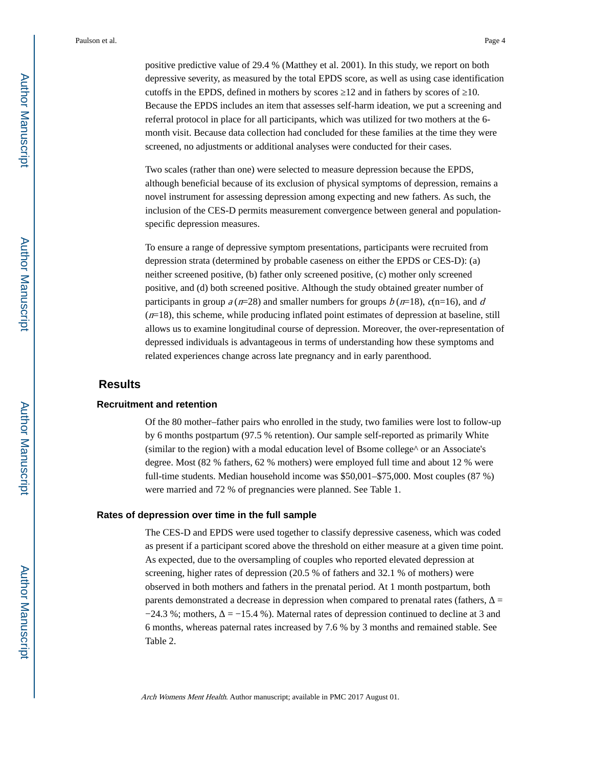positive predictive value of 29.4 % (Matthey et al. 2001). In this study, we report on both depressive severity, as measured by the total EPDS score, as well as using case identification cutoffs in the EPDS, defined in mothers by scores ≥12 and in fathers by scores of ≥10. Because the EPDS includes an item that assesses self-harm ideation, we put a screening and referral protocol in place for all participants, which was utilized for two mothers at the 6-month visit. Because data collection had concluded for these families at the time they were screened, no adjustments or additional analyses were conducted for their cases.

Two scales (rather than one) were selected to measure depression because the EPDS, although beneficial because of its exclusion of physical symptoms of depression, remains a novel instrument for assessing depression among expecting and new fathers. As such, the inclusion of the CES-D permits measurement convergence between general and population-specific depression measures.

To ensure a range of depressive symptom presentations, participants were recruited from depression strata (determined by probable caseness on either the EPDS or CES-D): (a) neither screened positive, (b) father only screened positive, (c) mother only screened positive, and (d) both screened positive. Although the study obtained greater number of participants in group *a* (*n*=28) and smaller numbers for groups *b* (*n*=18), *c*(n=16), and *d* (*n*=18), this scheme, while producing inflated point estimates of depression at baseline, still allows us to examine longitudinal course of depression. Moreover, the over-representation of depressed individuals is advantageous in terms of understanding how these symptoms and related experiences change across late pregnancy and in early parenthood.

# Results

## Recruitment and retention

Of the 80 mother–father pairs who enrolled in the study, two families were lost to follow-up by 6 months postpartum (97.5 % retention). Our sample self-reported as primarily White (similar to the region) with a modal education level of Bsome college^ or an Associate's degree. Most (82 % fathers, 62 % mothers) were employed full time and about 12 % were full-time students. Median household income was $50,001–$75,000. Most couples (87 %) were married and 72 % of pregnancies were planned. See Table 1.

## Rates of depression over time in the full sample

The CES-D and EPDS were used together to classify depressive caseness, which was coded as present if a participant scored above the threshold on either measure at a given time point. As expected, due to the oversampling of couples who reported elevated depression at screening, higher rates of depression (20.5 % of fathers and 32.1 % of mothers) were observed in both mothers and fathers in the prenatal period. At 1 month postpartum, both parents demonstrated a decrease in depression when compared to prenatal rates (fathers, $\Delta = -24.3$ %; mothers, $\Delta = -15.4$ %). Maternal rates of depression continued to decline at 3 and 6 months, whereas paternal rates increased by 7.6 % by 3 months and remained stable. See Table 2.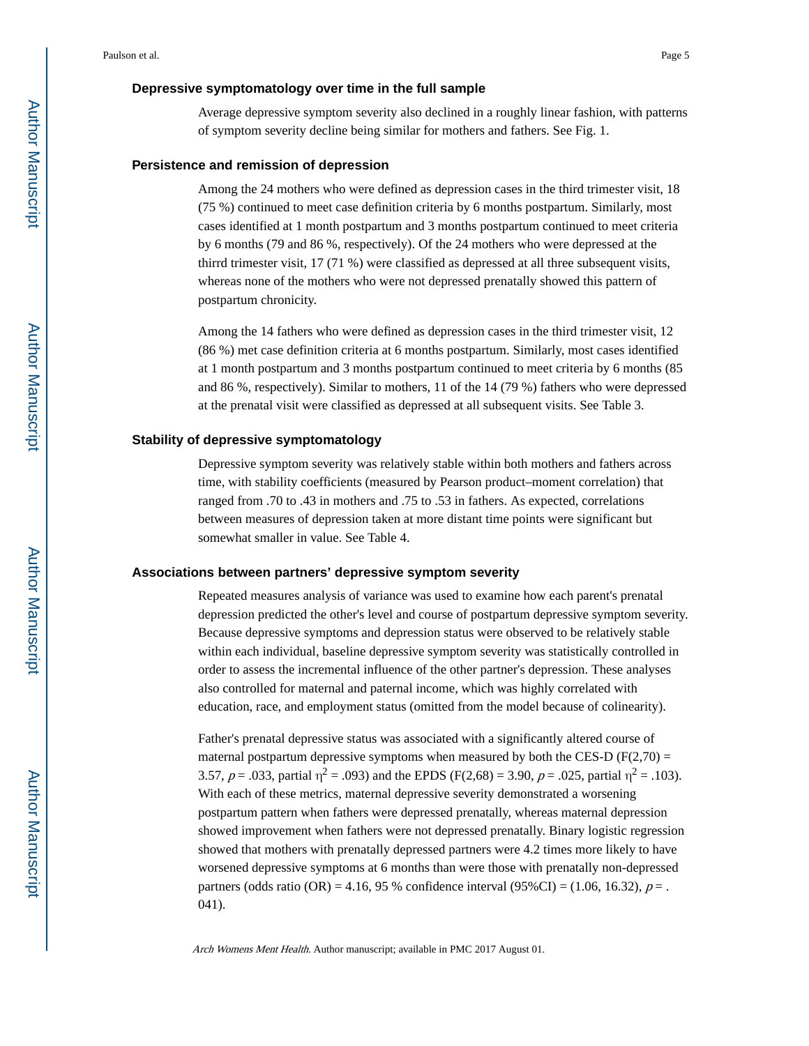### Depressive symptomatology over time in the full sample

Average depressive symptom severity also declined in a roughly linear fashion, with patterns of symptom severity decline being similar for mothers and fathers. See Fig. 1.

### Persistence and remission of depression

Among the 24 mothers who were defined as depression cases in the third trimester visit, 18 (75 %) continued to meet case definition criteria by 6 months postpartum. Similarly, most cases identified at 1 month postpartum and 3 months postpartum continued to meet criteria by 6 months (79 and 86 %, respectively). Of the 24 mothers who were depressed at the thirrd trimester visit, 17 (71 %) were classified as depressed at all three subsequent visits, whereas none of the mothers who were not depressed prenatally showed this pattern of postpartum chronicity.

Among the 14 fathers who were defined as depression cases in the third trimester visit, 12 (86 %) met case definition criteria at 6 months postpartum. Similarly, most cases identified at 1 month postpartum and 3 months postpartum continued to meet criteria by 6 months (85 and 86 %, respectively). Similar to mothers, 11 of the 14 (79 %) fathers who were depressed at the prenatal visit were classified as depressed at all subsequent visits. See Table 3.

### Stability of depressive symptomatology

Depressive symptom severity was relatively stable within both mothers and fathers across time, with stability coefficients (measured by Pearson product–moment correlation) that ranged from .70 to .43 in mothers and .75 to .53 in fathers. As expected, correlations between measures of depression taken at more distant time points were significant but somewhat smaller in value. See Table 4.

### Associations between partners' depressive symptom severity

Repeated measures analysis of variance was used to examine how each parent's prenatal depression predicted the other's level and course of postpartum depressive symptom severity. Because depressive symptoms and depression status were observed to be relatively stable within each individual, baseline depressive symptom severity was statistically controlled in order to assess the incremental influence of the other partner's depression. These analyses also controlled for maternal and paternal income, which was highly correlated with education, race, and employment status (omitted from the model because of colinearity).

Father's prenatal depressive status was associated with a significantly altered course of maternal postpartum depressive symptoms when measured by both the CES-D ($F(2,70) = 3.57$, $p = .033$, partial $\eta^2 = .093$) and the EPDS ($F(2,68) = 3.90$, $p = .025$, partial $\eta^2 = .103$). With each of these metrics, maternal depressive severity demonstrated a worsening postpartum pattern when fathers were depressed prenatally, whereas maternal depression showed improvement when fathers were not depressed prenatally. Binary logistic regression showed that mothers with prenatally depressed partners were 4.2 times more likely to have worsened depressive symptoms at 6 months than were those with prenatally non-depressed partners (odds ratio (OR) = 4.16, 95 % confidence interval (95%CI) = (1.06, 16.32), $p = .041$).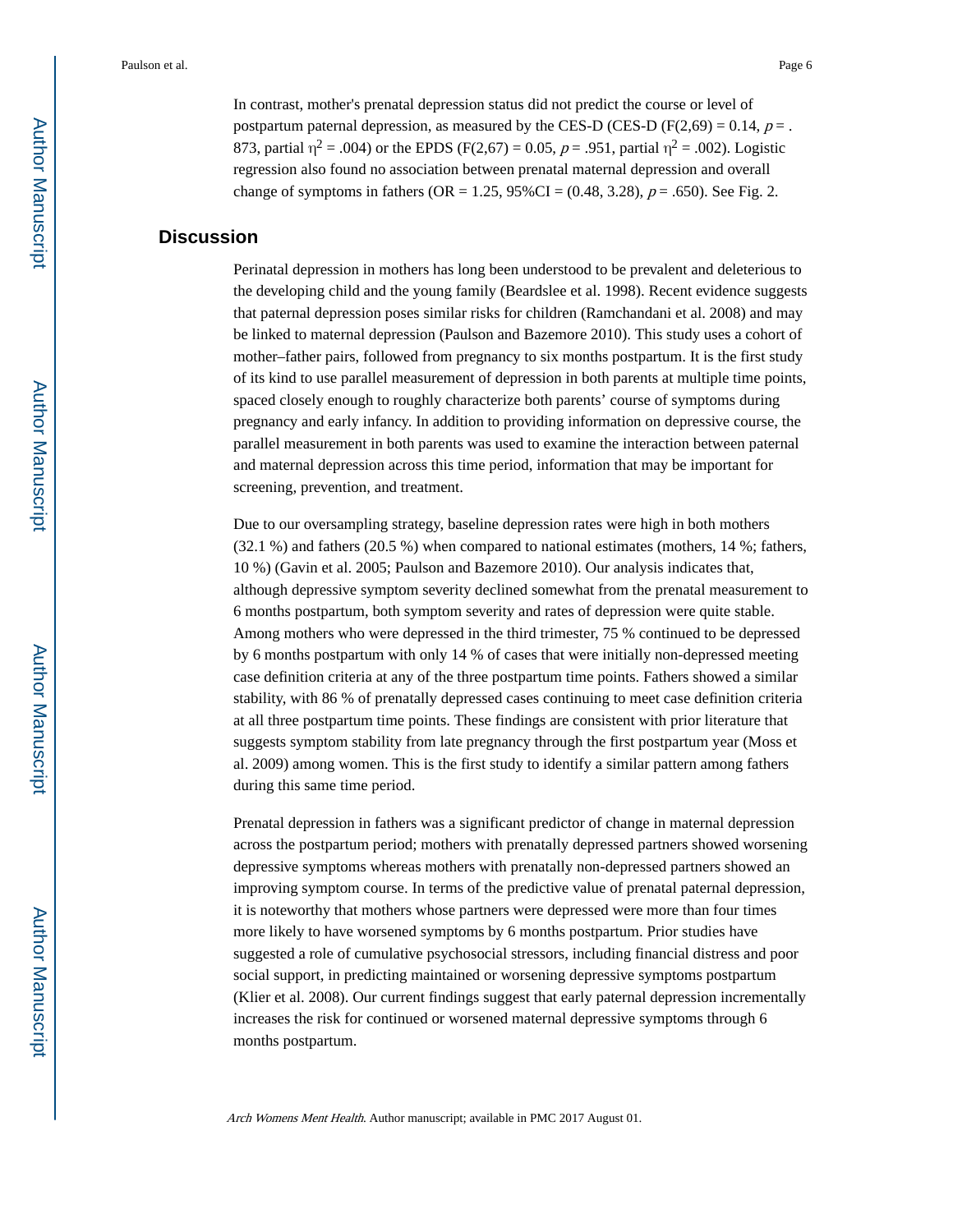In contrast, mother's prenatal depression status did not predict the course or level of postpartum paternal depression, as measured by the CES-D (CES-D ($F(2,69) = 0.14$, $p = .873$, partial $\eta^2 = .004$) or the EPDS ($F(2,67) = 0.05$, $p = .951$, partial $\eta^2 = .002$). Logistic regression also found no association between prenatal maternal depression and overall change of symptoms in fathers (OR = 1.25, 95%CI = (0.48, 3.28), $p = .650$). See Fig. 2.

## Discussion

Perinatal depression in mothers has long been understood to be prevalent and deleterious to the developing child and the young family (Beardslee et al. 1998). Recent evidence suggests that paternal depression poses similar risks for children (Ramchandani et al. 2008) and may be linked to maternal depression (Paulson and Bazemore 2010). This study uses a cohort of mother–father pairs, followed from pregnancy to six months postpartum. It is the first study of its kind to use parallel measurement of depression in both parents at multiple time points, spaced closely enough to roughly characterize both parents' course of symptoms during pregnancy and early infancy. In addition to providing information on depressive course, the parallel measurement in both parents was used to examine the interaction between paternal and maternal depression across this time period, information that may be important for screening, prevention, and treatment.

Due to our oversampling strategy, baseline depression rates were high in both mothers (32.1 %) and fathers (20.5 %) when compared to national estimates (mothers, 14 %; fathers, 10 %) (Gavin et al. 2005; Paulson and Bazemore 2010). Our analysis indicates that, although depressive symptom severity declined somewhat from the prenatal measurement to 6 months postpartum, both symptom severity and rates of depression were quite stable. Among mothers who were depressed in the third trimester, 75 % continued to be depressed by 6 months postpartum with only 14 % of cases that were initially non-depressed meeting case definition criteria at any of the three postpartum time points. Fathers showed a similar stability, with 86 % of prenatally depressed cases continuing to meet case definition criteria at all three postpartum time points. These findings are consistent with prior literature that suggests symptom stability from late pregnancy through the first postpartum year (Moss et al. 2009) among women. This is the first study to identify a similar pattern among fathers during this same time period.

Prenatal depression in fathers was a significant predictor of change in maternal depression across the postpartum period; mothers with prenatally depressed partners showed worsening depressive symptoms whereas mothers with prenatally non-depressed partners showed an improving symptom course. In terms of the predictive value of prenatal paternal depression, it is noteworthy that mothers whose partners were depressed were more than four times more likely to have worsened symptoms by 6 months postpartum. Prior studies have suggested a role of cumulative psychosocial stressors, including financial distress and poor social support, in predicting maintained or worsening depressive symptoms postpartum (Klier et al. 2008). Our current findings suggest that early paternal depression incrementally increases the risk for continued or worsened maternal depressive symptoms through 6 months postpartum.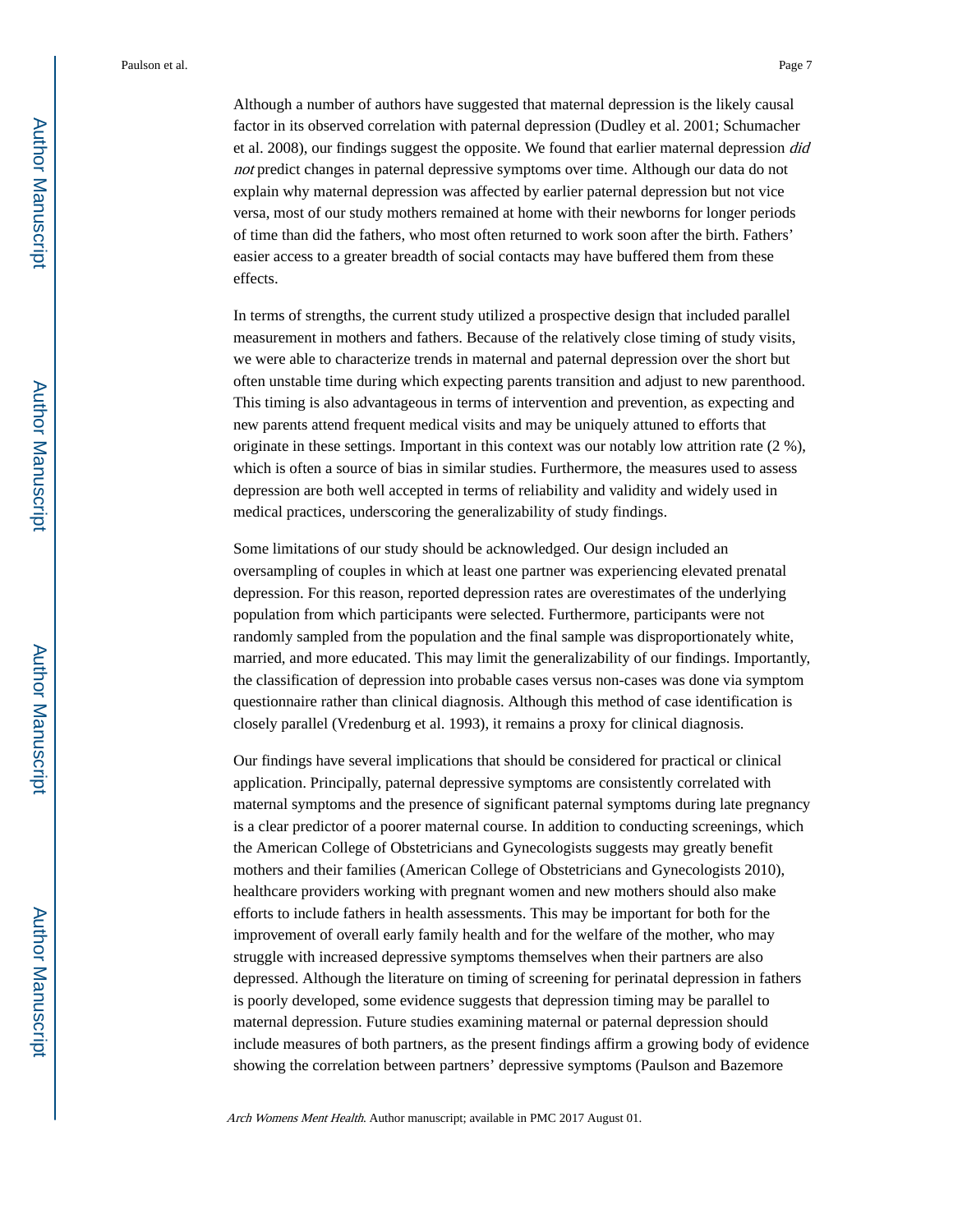Although a number of authors have suggested that maternal depression is the likely causal factor in its observed correlation with paternal depression (Dudley et al. 2001; Schumacher et al. 2008), our findings suggest the opposite. We found that earlier maternal depression *did not* predict changes in paternal depressive symptoms over time. Although our data do not explain why maternal depression was affected by earlier paternal depression but not vice versa, most of our study mothers remained at home with their newborns for longer periods of time than did the fathers, who most often returned to work soon after the birth. Fathers' easier access to a greater breadth of social contacts may have buffered them from these effects.

In terms of strengths, the current study utilized a prospective design that included parallel measurement in mothers and fathers. Because of the relatively close timing of study visits, we were able to characterize trends in maternal and paternal depression over the short but often unstable time during which expecting parents transition and adjust to new parenthood. This timing is also advantageous in terms of intervention and prevention, as expecting and new parents attend frequent medical visits and may be uniquely attuned to efforts that originate in these settings. Important in this context was our notably low attrition rate (2 %), which is often a source of bias in similar studies. Furthermore, the measures used to assess depression are both well accepted in terms of reliability and validity and widely used in medical practices, underscoring the generalizability of study findings.

Some limitations of our study should be acknowledged. Our design included an oversampling of couples in which at least one partner was experiencing elevated prenatal depression. For this reason, reported depression rates are overestimates of the underlying population from which participants were selected. Furthermore, participants were not randomly sampled from the population and the final sample was disproportionately white, married, and more educated. This may limit the generalizability of our findings. Importantly, the classification of depression into probable cases versus non-cases was done via symptom questionnaire rather than clinical diagnosis. Although this method of case identification is closely parallel (Vredenburg et al. 1993), it remains a proxy for clinical diagnosis.

Our findings have several implications that should be considered for practical or clinical application. Principally, paternal depressive symptoms are consistently correlated with maternal symptoms and the presence of significant paternal symptoms during late pregnancy is a clear predictor of a poorer maternal course. In addition to conducting screenings, which the American College of Obstetricians and Gynecologists suggests may greatly benefit mothers and their families (American College of Obstetricians and Gynecologists 2010), healthcare providers working with pregnant women and new mothers should also make efforts to include fathers in health assessments. This may be important for both for the improvement of overall early family health and for the welfare of the mother, who may struggle with increased depressive symptoms themselves when their partners are also depressed. Although the literature on timing of screening for perinatal depression in fathers is poorly developed, some evidence suggests that depression timing may be parallel to maternal depression. Future studies examining maternal or paternal depression should include measures of both partners, as the present findings affirm a growing body of evidence showing the correlation between partners' depressive symptoms (Paulson and Bazemore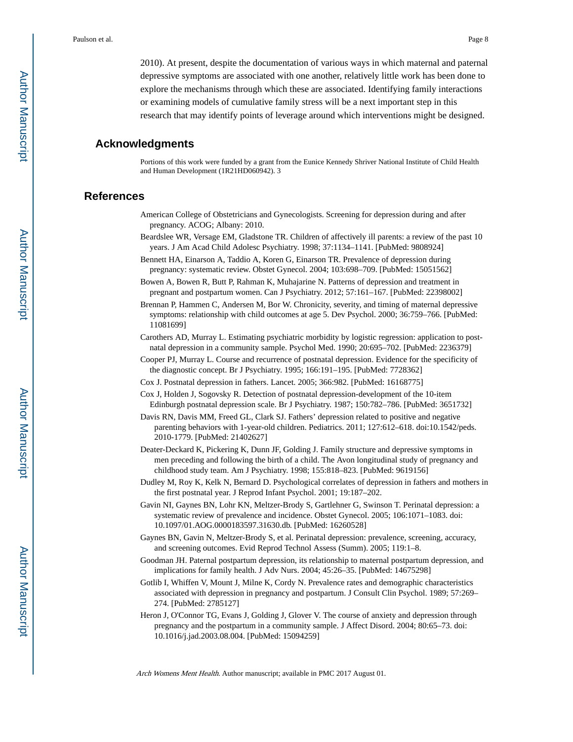2010). At present, despite the documentation of various ways in which maternal and paternal depressive symptoms are associated with one another, relatively little work has been done to explore the mechanisms through which these are associated. Identifying family interactions or examining models of cumulative family stress will be a next important step in this research that may identify points of leverage around which interventions might be designed.

## Acknowledgments

Portions of this work were funded by a grant from the Eunice Kennedy Shriver National Institute of Child Health and Human Development (1R21HD060942). 3

## References

American College of Obstetricians and Gynecologists. Screening for depression during and after pregnancy. ACOG; Albany: 2010.

Beardslee WR, Versage EM, Gladstone TR. Children of affectively ill parents: a review of the past 10 years. J Am Acad Child Adolesc Psychiatry. 1998; 37:1134–1141. [PubMed: 9808924]

Bennett HA, Einarson A, Taddio A, Koren G, Einarson TR. Prevalence of depression during pregnancy: systematic review. Obstet Gynecol. 2004; 103:698–709. [PubMed: 15051562]

Bowen A, Bowen R, Butt P, Rahman K, Muhajarine N. Patterns of depression and treatment in pregnant and postpartum women. Can J Psychiatry. 2012; 57:161–167. [PubMed: 22398002]

Brennan P, Hammen C, Andersen M, Bor W. Chronicity, severity, and timing of maternal depressive symptoms: relationship with child outcomes at age 5. Dev Psychol. 2000; 36:759–766. [PubMed: 11081699]

Carothers AD, Murray L. Estimating psychiatric morbidity by logistic regression: application to post-natal depression in a community sample. Psychol Med. 1990; 20:695–702. [PubMed: 2236379]

Cooper PJ, Murray L. Course and recurrence of postnatal depression. Evidence for the specificity of the diagnostic concept. Br J Psychiatry. 1995; 166:191–195. [PubMed: 7728362]

Cox J. Postnatal depression in fathers. Lancet. 2005; 366:982. [PubMed: 16168775]

Cox J, Holden J, Sogovsky R. Detection of postnatal depression-development of the 10-item Edinburgh postnatal depression scale. Br J Psychiatry. 1987; 150:782–786. [PubMed: 3651732]

Davis RN, Davis MM, Freed GL, Clark SJ. Fathers' depression related to positive and negative parenting behaviors with 1-year-old children. Pediatrics. 2011; 127:612–618. doi:10.1542/peds. 2010-1779. [PubMed: 21402627]

Deater-Deckard K, Pickering K, Dunn JF, Golding J. Family structure and depressive symptoms in men preceding and following the birth of a child. The Avon longitudinal study of pregnancy and childhood study team. Am J Psychiatry. 1998; 155:818–823. [PubMed: 9619156]

Dudley M, Roy K, Kelk N, Bernard D. Psychological correlates of depression in fathers and mothers in the first postnatal year. J Reprod Infant Psychol. 2001; 19:187–202.

Gavin NI, Gaynes BN, Lohr KN, Meltzer-Brody S, Gartlehner G, Swinson T. Perinatal depression: a systematic review of prevalence and incidence. Obstet Gynecol. 2005; 106:1071–1083. doi: 10.1097/01.AOG.0000183597.31630.db. [PubMed: 16260528]

Gaynes BN, Gavin N, Meltzer-Brody S, et al. Perinatal depression: prevalence, screening, accuracy, and screening outcomes. Evid Reprod Technol Assess (Summ). 2005; 119:1–8.

Goodman JH. Paternal postpartum depression, its relationship to maternal postpartum depression, and implications for family health. J Adv Nurs. 2004; 45:26–35. [PubMed: 14675298]

Gotlib I, Whiffen V, Mount J, Milne K, Cordy N. Prevalence rates and demographic characteristics associated with depression in pregnancy and postpartum. J Consult Clin Psychol. 1989; 57:269–274. [PubMed: 2785127]

Heron J, O'Connor TG, Evans J, Golding J, Glover V. The course of anxiety and depression through pregnancy and the postpartum in a community sample. J Affect Disord. 2004; 80:65–73. doi: 10.1016/j.jad.2003.08.004. [PubMed: 15094259]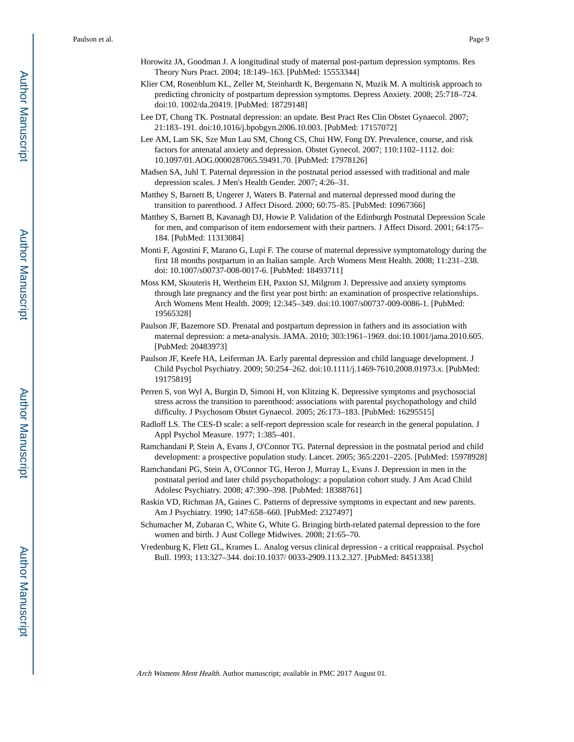Horowitz JA, Goodman J. A longitudinal study of maternal post-partum depression symptoms. Res Theory Nurs Pract. 2004; 18:149–163. [PubMed: 15553344]

Klier CM, Rosenblum KL, Zeller M, Steinhardt K, Bergemann N, Muzik M. A multirisk approach to predicting chronicity of postpartum depression symptoms. Depress Anxiety. 2008; 25:718–724. doi:10. 1002/da.20419. [PubMed: 18729148]

Lee DT, Chung TK. Postnatal depression: an update. Best Pract Res Clin Obstet Gynaecol. 2007; 21:183–191. doi:10.1016/j.bpobgyn.2006.10.003. [PubMed: 17157072]

Lee AM, Lam SK, Sze Mun Lau SM, Chong CS, Chui HW, Fong DY. Prevalence, course, and risk factors for antenatal anxiety and depression. Obstet Gynecol. 2007; 110:1102–1112. doi: 10.1097/01.AOG.0000287065.59491.70. [PubMed: 17978126]

Madsen SA, Juhl T. Paternal depression in the postnatal period assessed with traditional and male depression scales. J Men's Health Gender. 2007; 4:26–31.

Matthey S, Barnett B, Ungerer J, Waters B. Paternal and maternal depressed mood during the transition to parenthood. J Affect Disord. 2000; 60:75–85. [PubMed: 10967366]

Matthey S, Barnett B, Kavanagh DJ, Howie P. Validation of the Edinburgh Postnatal Depression Scale for men, and comparison of item endorsement with their partners. J Affect Disord. 2001; 64:175–184. [PubMed: 11313084]

Monti F, Agostini F, Marano G, Lupi F. The course of maternal depressive symptomatology during the first 18 months postpartum in an Italian sample. Arch Womens Ment Health. 2008; 11:231–238. doi: 10.1007/s00737-008-0017-6. [PubMed: 18493711]

Moss KM, Skouteris H, Wertheim EH, Paxton SJ, Milgrom J. Depressive and anxiety symptoms through late pregnancy and the first year post birth: an examination of prospective relationships. Arch Womens Ment Health. 2009; 12:345–349. doi:10.1007/s00737-009-0086-1. [PubMed: 19565328]

Paulson JF, Bazemore SD. Prenatal and postpartum depression in fathers and its association with maternal depression: a meta-analysis. JAMA. 2010; 303:1961–1969. doi:10.1001/jama.2010.605. [PubMed: 20483973]

Paulson JF, Keefe HA, Leiferman JA. Early parental depression and child language development. J Child Psychol Psychiatry. 2009; 50:254–262. doi:10.1111/j.1469-7610.2008.01973.x. [PubMed: 19175819]

Perren S, von Wyl A, Burgin D, Simoni H, von Klitzing K. Depressive symptoms and psychosocial stress across the transition to parenthood: associations with parental psychopathology and child difficulty. J Psychosom Obstet Gynaecol. 2005; 26:173–183. [PubMed: 16295515]

Radloff LS. The CES-D scale: a self-report depression scale for research in the general population. J Appl Psychol Measure. 1977; 1:385–401.

Ramchandani P, Stein A, Evans J, O'Connor TG. Paternal depression in the postnatal period and child development: a prospective population study. Lancet. 2005; 365:2201–2205. [PubMed: 15978928]

Ramchandani PG, Stein A, O'Connor TG, Heron J, Murray L, Evans J. Depression in men in the postnatal period and later child psychopathology: a population cohort study. J Am Acad Child Adolesc Psychiatry. 2008; 47:390–398. [PubMed: 18388761]

Raskin VD, Richman JA, Gaines C. Patterns of depressive symptoms in expectant and new parents. Am J Psychiatry. 1990; 147:658–660. [PubMed: 2327497]

Schumacher M, Zubaran C, White G, White G. Bringing birth-related paternal depression to the fore women and birth. J Aust College Midwives. 2008; 21:65–70.

Vredenburg K, Flett GL, Krames L. Analog versus clinical depression - a critical reappraisal. Psychol Bull. 1993; 113:327–344. doi:10.1037/ 0033-2909.113.2.327. [PubMed: 8451338]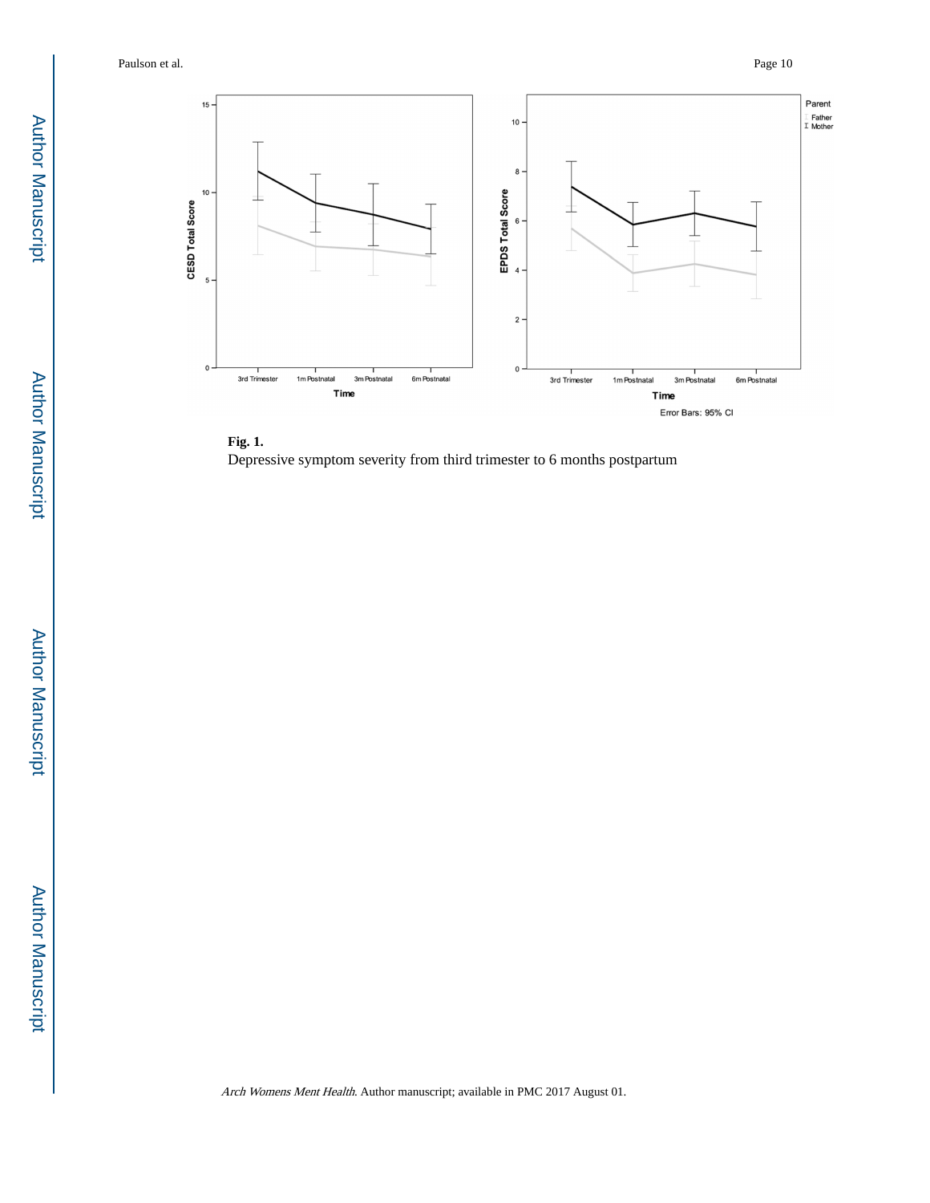**Fig. 1.**

Depressive symptom severity from third trimester to 6 months postpartum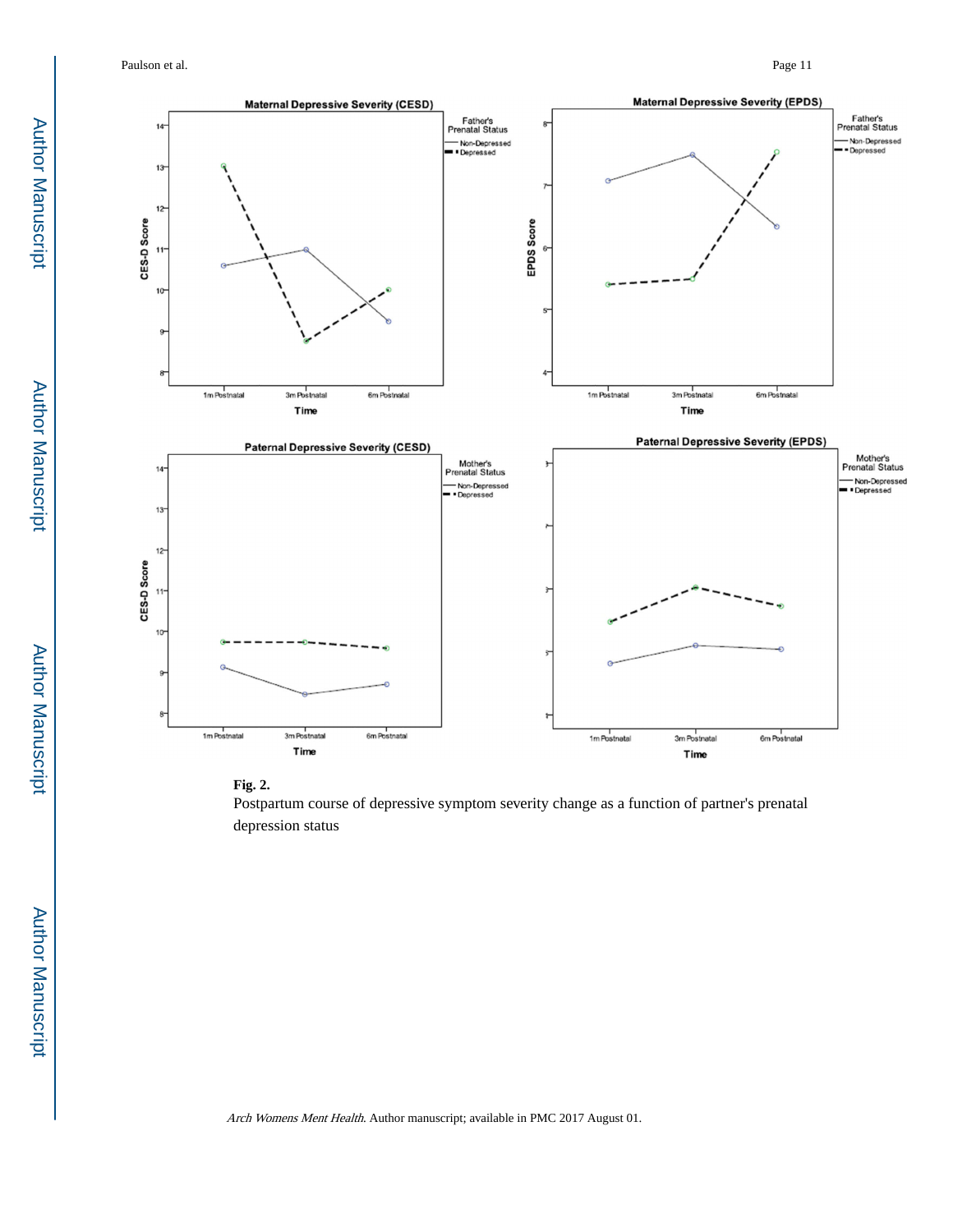**Fig. 2.**

Postpartum course of depressive symptom severity change as a function of partner's prenatal depression status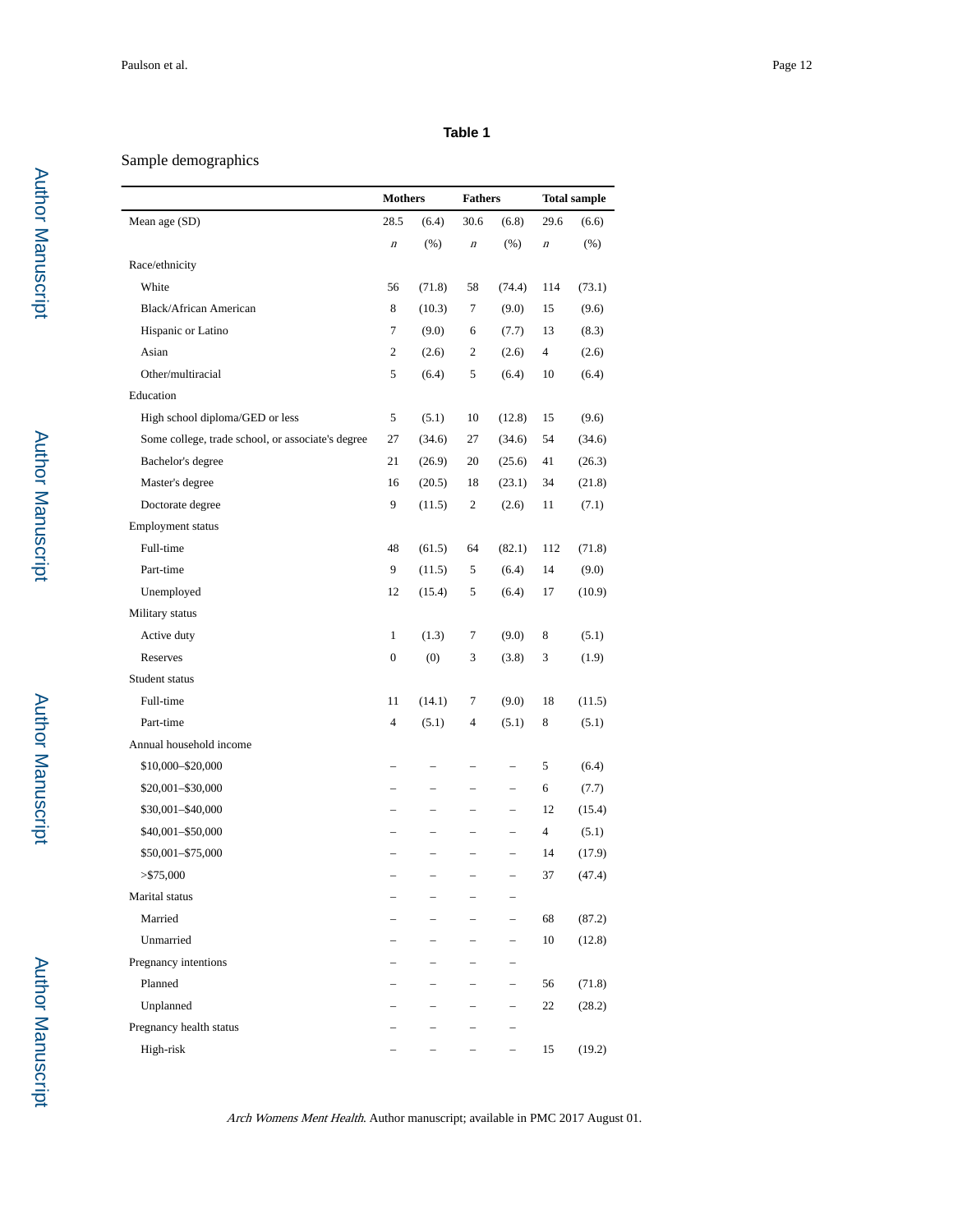**Table 1**

Sample demographics

| | Mothers | | Fathers | | Total sample | |
|---|---|---|---|---|---|---|
| Mean age (SD) | 28.5 | (6.4) | 30.6 | (6.8) | 29.6 | (6.6) |
| | *n* | (%) | *n* | (%) | *n* | (%) |
| Race/ethnicity | | | | | | |
| White | 56 | (71.8) | 58 | (74.4) | 114 | (73.1) |
| Black/African American | 8 | (10.3) | 7 | (9.0) | 15 | (9.6) |
| Hispanic or Latino | 7 | (9.0) | 6 | (7.7) | 13 | (8.3) |
| Asian | 2 | (2.6) | 2 | (2.6) | 4 | (2.6) |
| Other/multiracial | 5 | (6.4) | 5 | (6.4) | 10 | (6.4) |
| Education | | | | | | |
| High school diploma/GED or less | 5 | (5.1) | 10 | (12.8) | 15 | (9.6) |
| Some college, trade school, or associate's degree | 27 | (34.6) | 27 | (34.6) | 54 | (34.6) |
| Bachelor's degree | 21 | (26.9) | 20 | (25.6) | 41 | (26.3) |
| Master's degree | 16 | (20.5) | 18 | (23.1) | 34 | (21.8) |
| Doctorate degree | 9 | (11.5) | 2 | (2.6) | 11 | (7.1) |
| Employment status | | | | | | |
| Full-time | 48 | (61.5) | 64 | (82.1) | 112 | (71.8) |
| Part-time | 9 | (11.5) | 5 | (6.4) | 14 | (9.0) |
| Unemployed | 12 | (15.4) | 5 | (6.4) | 17 | (10.9) |
| Military status | | | | | | |
| Active duty | 1 | (1.3) | 7 | (9.0) | 8 | (5.1) |
| Reserves | 0 | (0) | 3 | (3.8) | 3 | (1.9) |
| Student status | | | | | | |
| Full-time | 11 | (14.1) | 7 | (9.0) | 18 | (11.5) |
| Part-time | 4 | (5.1) | 4 | (5.1) | 8 | (5.1) |
| Annual household income | | | | | | |
| $10,000–$20,000 | – | – | – | – | 5 | (6.4) |
| $20,001–$30,000 | – | – | – | – | 6 | (7.7) |
| $30,001–$40,000 | – | – | – | – | 12 | (15.4) |
| $40,001–$50,000 | – | – | – | – | 4 | (5.1) |
| $50,001–$75,000 | – | – | – | – | 14 | (17.9) |
| >$75,000 | – | – | – | – | 37 | (47.4) |
| Marital status | – | – | – | – | | |
| Married | – | – | – | – | 68 | (87.2) |
| Unmarried | – | – | – | – | 10 | (12.8) |
| Pregnancy intentions | – | – | – | – | | |
| Planned | – | – | – | – | 56 | (71.8) |
| Unplanned | – | – | – | – | 22 | (28.2) |
| Pregnancy health status | – | – | – | – | | |
| High-risk | – | – | – | – | 15 | (19.2) |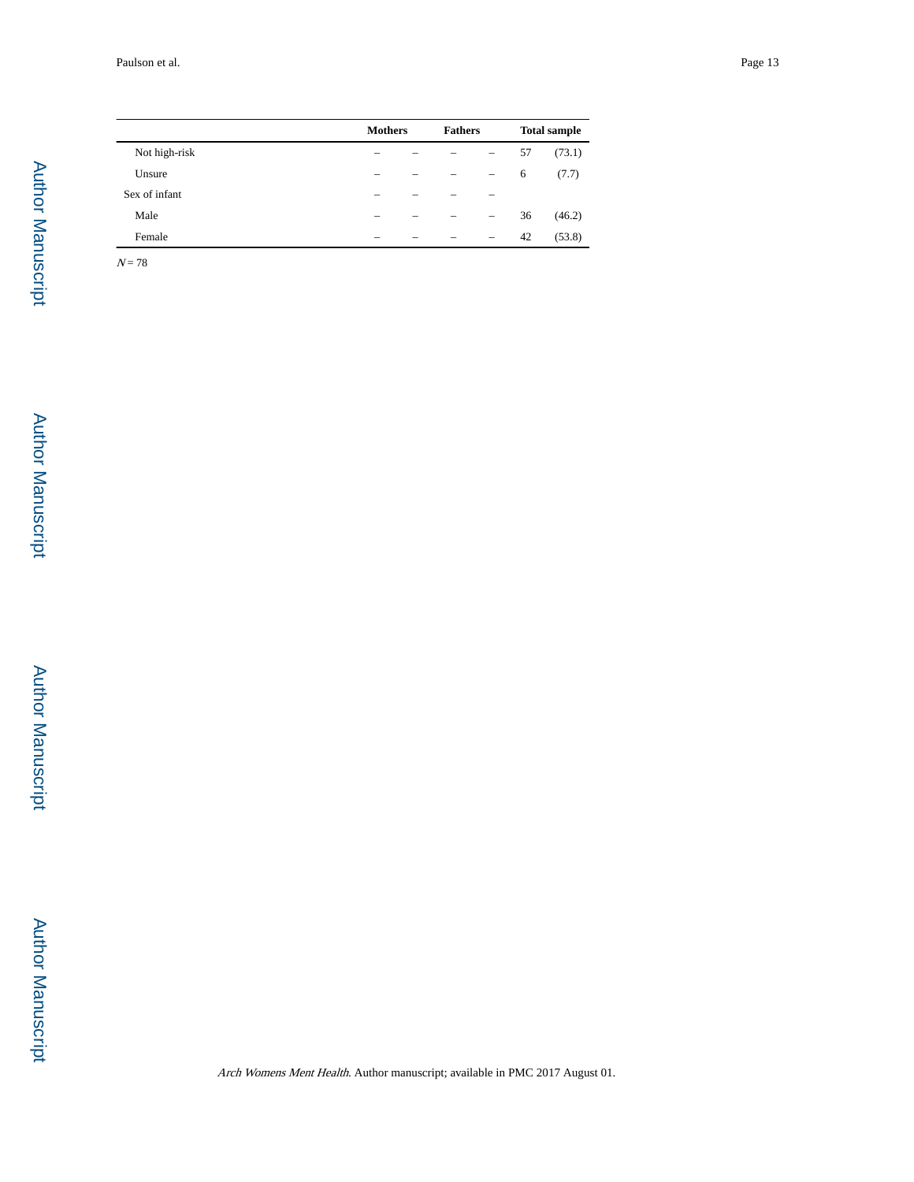| | Mothers | | Fathers | | Total sample | |
|---|---|---|---|---|---|---|
| Not high-risk | – | – | – | – | 57 | (73.1) |
| Unsure | – | – | – | – | 6 | (7.7) |
| Sex of infant | – | – | – | – | | |
| Male | – | – | – | – | 36 | (46.2) |
| Female | – | – | – | – | 42 | (53.8) |

$N = 78$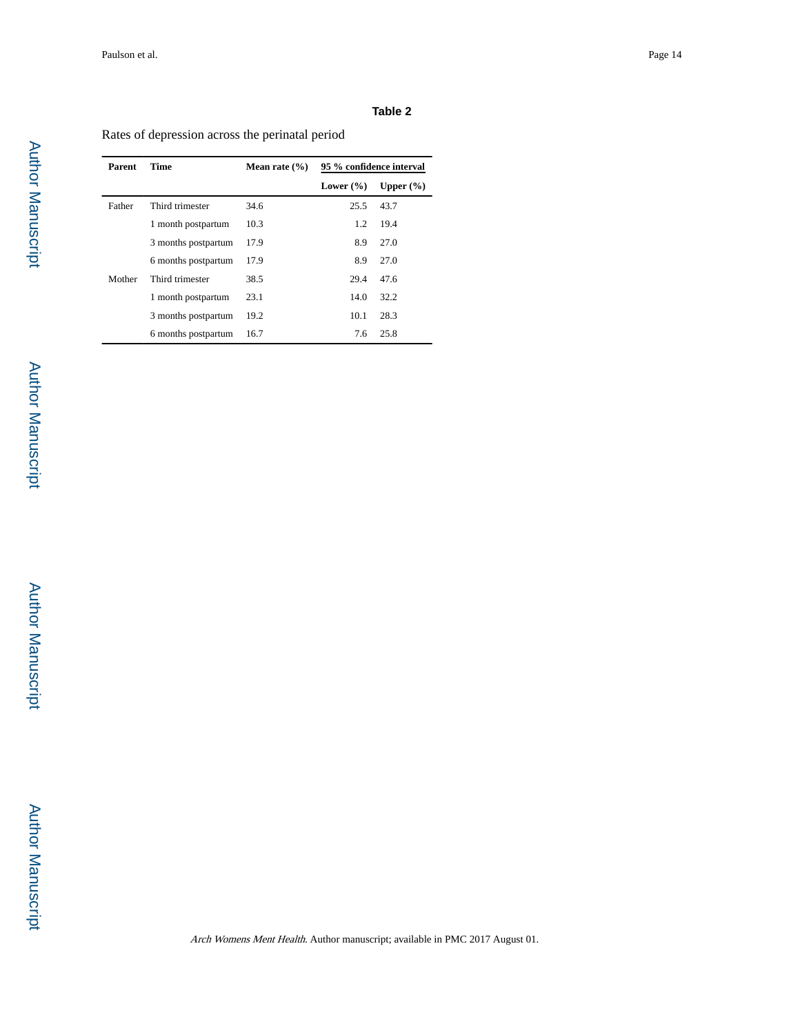**Table 2**

Rates of depression across the perinatal period

| Parent | Time | Mean rate (%) | 95 % confidence interval | |
|---|---|---|---|---|
| | | | Lower (%) | Upper (%) |
| Father | Third trimester | 34.6 | 25.5 | 43.7 |
| | 1 month postpartum | 10.3 | 1.2 | 19.4 |
| | 3 months postpartum | 17.9 | 8.9 | 27.0 |
| | 6 months postpartum | 17.9 | 8.9 | 27.0 |
| Mother | Third trimester | 38.5 | 29.4 | 47.6 |
| | 1 month postpartum | 23.1 | 14.0 | 32.2 |
| | 3 months postpartum | 19.2 | 10.1 | 28.3 |
| | 6 months postpartum | 16.7 | 7.6 | 25.8 |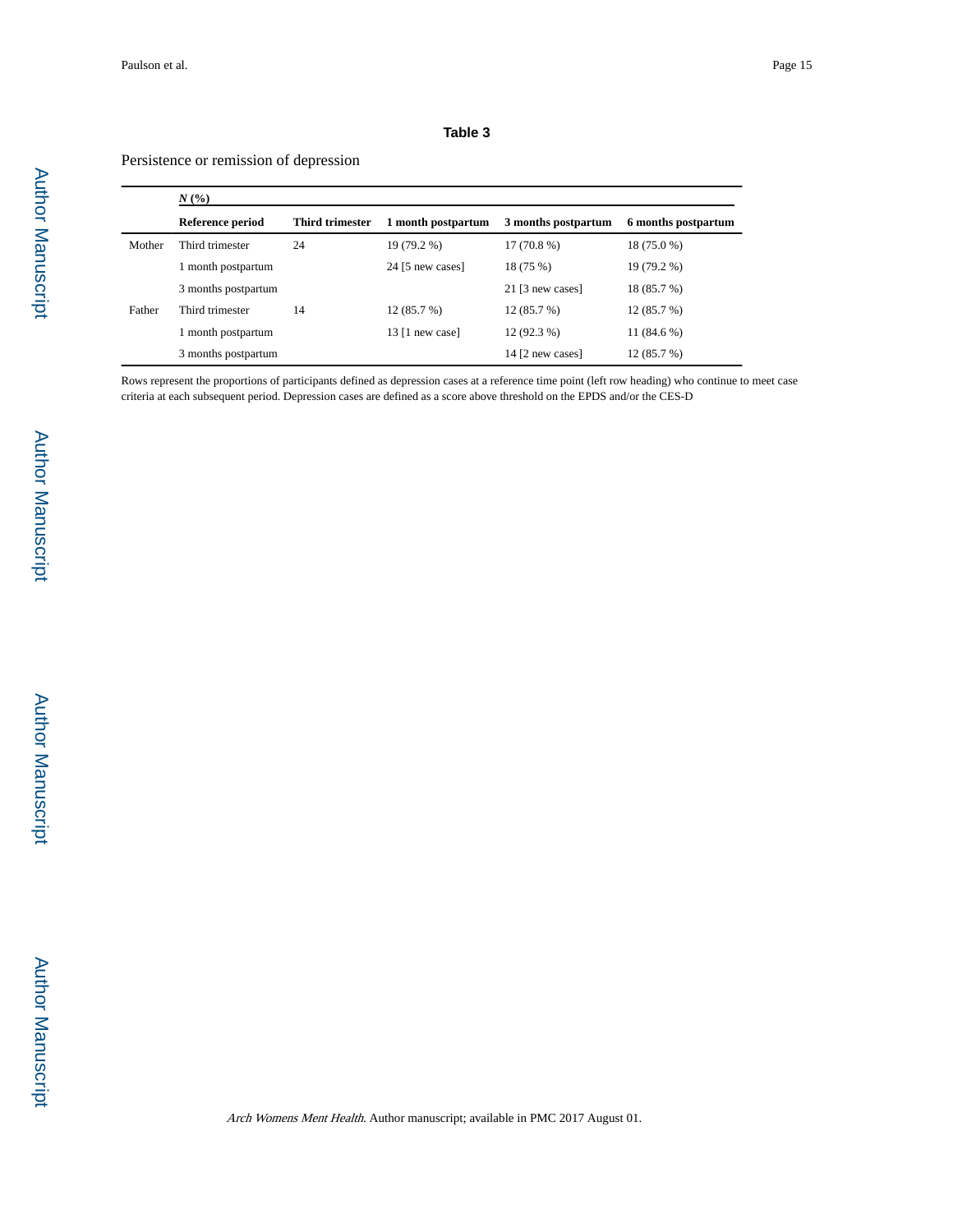## Table 3

Persistence or remission of depression

| | *N* (%) | | | | |
|---|---|---|---|---|---|
| | **Reference period** | **Third trimester** | **1 month postpartum** | **3 months postpartum** | **6 months postpartum** |
| Mother | Third trimester | 24 | 19 (79.2 %) | 17 (70.8 %) | 18 (75.0 %) |
| | 1 month postpartum | | 24 [5 new cases] | 18 (75 %) | 19 (79.2 %) |
| | 3 months postpartum | | | 21 [3 new cases] | 18 (85.7 %) |
| Father | Third trimester | 14 | 12 (85.7 %) | 12 (85.7 %) | 12 (85.7 %) |
| | 1 month postpartum | | 13 [1 new case] | 12 (92.3 %) | 11 (84.6 %) |
| | 3 months postpartum | | | 14 [2 new cases] | 12 (85.7 %) |

Rows represent the proportions of participants defined as depression cases at a reference time point (left row heading) who continue to meet case criteria at each subsequent period. Depression cases are defined as a score above threshold on the EPDS and/or the CES-D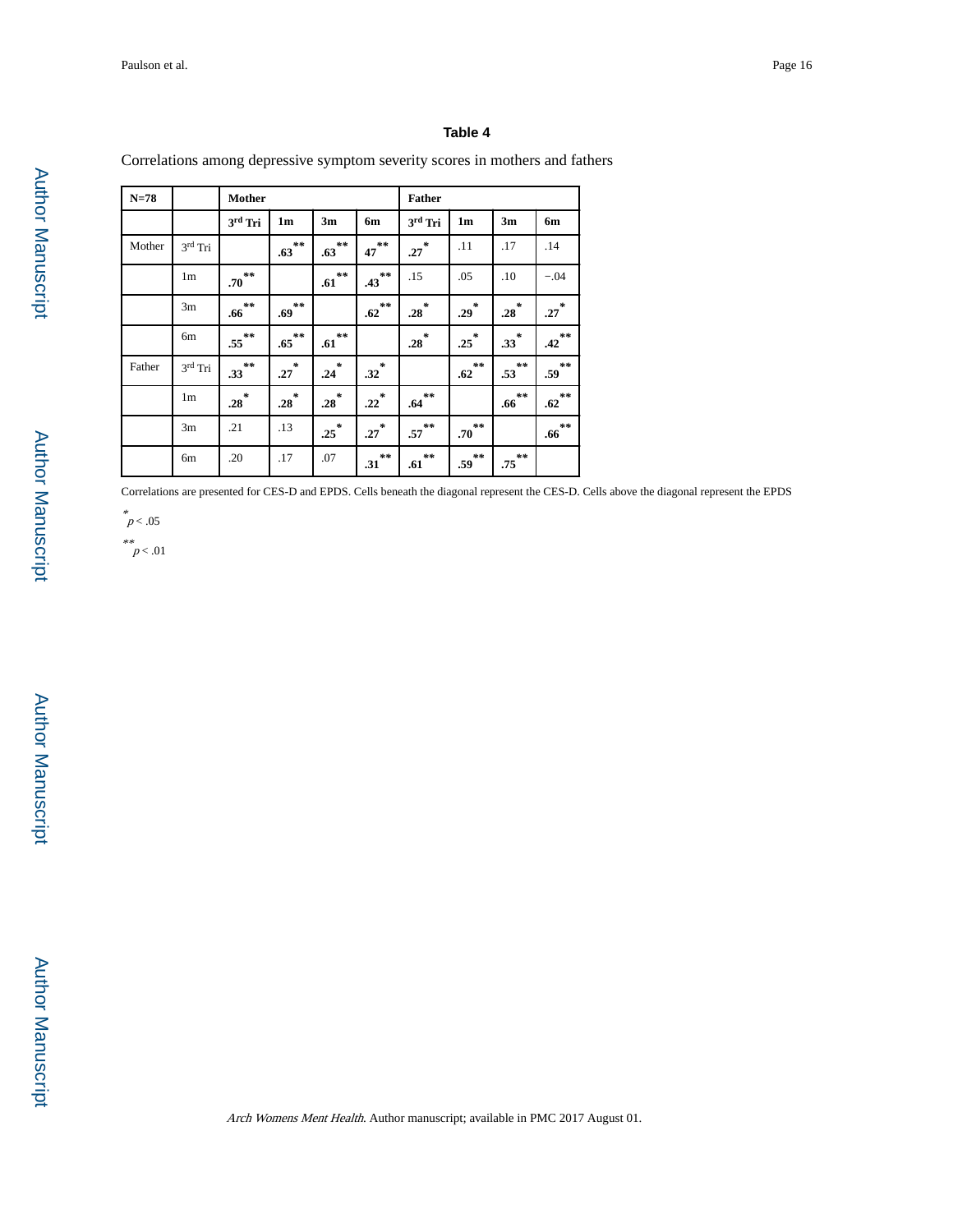### Table 4

Correlations among depressive symptom severity scores in mothers and fathers

| N=78 | | Mother | | | | Father | | | |
|---|---|---|---|---|---|---|---|---|---|
| | | 3rd Tri | 1m | 3m | 6m | 3rd Tri | 1m | 3m | 6m |
| Mother | 3rd Tri | | **.63**** | **.63**** | **47**** | **.27*** | .11 | .17 | .14 |
| | 1m | **.70**** | | **.61**** | **.43**** | .15 | .05 | .10 | −.04 |
| | 3m | **.66**** | **.69**** | | **.62**** | **.28*** | **.29*** | **.28*** | **.27*** |
| | 6m | **.55**** | **.65**** | **.61**** | | **.28*** | **.25*** | **.33*** | **.42**** |
| Father | 3rd Tri | **.33**** | **.27*** | **.24*** | **.32*** | | **.62**** | **.53**** | **.59**** |
| | 1m | **.28*** | **.28*** | **.28*** | **.22*** | **.64**** | | **.66**** | **.62**** |
| | 3m | .21 | .13 | **.25*** | **.27*** | **.57**** | **.70**** | | **.66**** |
| | 6m | .20 | .17 | .07 | **.31**** | **.61**** | **.59**** | **.75**** | |

Correlations are presented for CES-D and EPDS. Cells beneath the diagonal represent the CES-D. Cells above the diagonal represent the EPDS

\* $p < .05$

\*\* $p < .01$